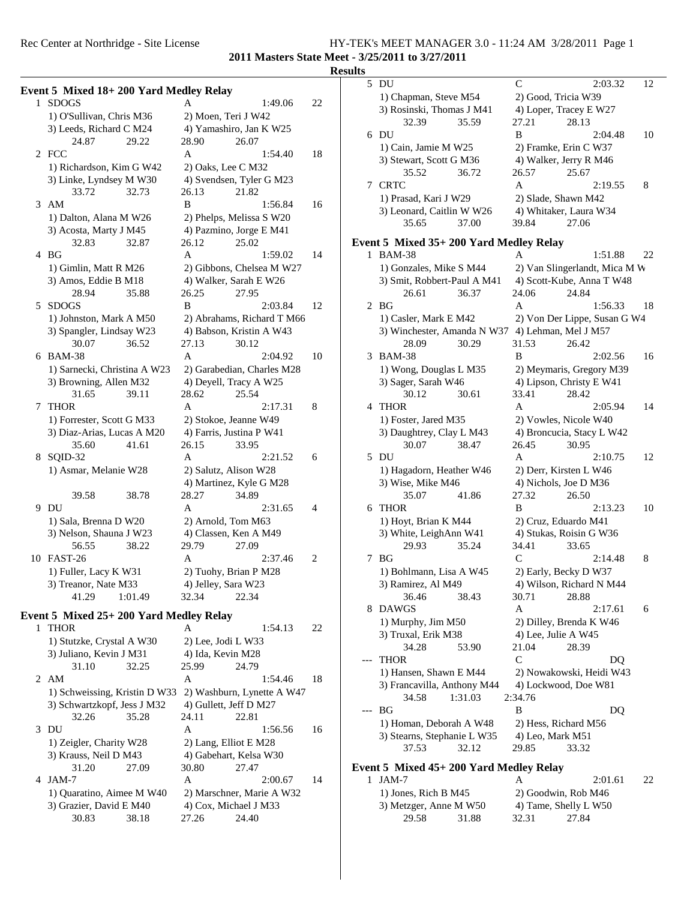## 2011 Masters State Meet - 3/25/2011 to 3/27/2011

### Results

### Event 5 Mixed 18+ 200 Yard Medley Relay

```
 1 SDOGS                              A              1:49.06    22
   1) O'Sullivan, Chris M36           2) Moen, Teri J W42
   3) Leeds, Richard C M24            4) Yamashiro, Jan K W25
       24.87      29.22       28.90       26.07
 2 FCC                                A              1:54.40    18
   1) Richardson, Kim G W42           2) Oaks, Lee C M32
   3) Linke, Lyndsey M W30            4) Svendsen, Tyler G M23
       33.72      32.73       26.13       21.82
 3 AM                                 B              1:56.84    16
   1) Dalton, Alana M W26             2) Phelps, Melissa S W20
   3) Acosta, Marty J M45             4) Pazmino, Jorge E M41
       32.83      32.87       26.12       25.02
 4 BG                                 A              1:59.02    14
   1) Gimlin, Matt R M26              2) Gibbons, Chelsea M W27
   3) Amos, Eddie B M18               4) Walker, Sarah E W26
       28.94      35.88       26.25       27.95
 5 SDOGS                              B              2:03.84    12
   1) Johnston, Mark A M50            2) Abrahams, Richard T M66
   3) Spangler, Lindsay W23           4) Babson, Kristin A W43
       30.07      36.52       27.13       30.12
 6 BAM-38                             A              2:04.92    10
   1) Sarnecki, Christina A W23       2) Garabedian, Charles M28
   3) Browning, Allen M32             4) Deyell, Tracy A W25
       31.65      39.11       28.62       25.54
 7 THOR                               A              2:17.31     8
   1) Forrester, Scott G M33          2) Stokoe, Jeanne W49
   3) Diaz-Arias, Lucas A M20         4) Farris, Justina P W41
       35.60      41.61       26.15       33.95
 8 SQID-32                            A              2:21.52     6
   1) Asmar, Melanie W28              2) Salutz, Alison W28
                                      4) Martinez, Kyle G M28
       39.58      38.78       28.27       34.89
 9 DU                                 A              2:31.65     4
   1) Sala, Brenna D W20              2) Arnold, Tom M63
   3) Nelson, Shauna J W23            4) Classen, Ken A M49
       56.55      38.22       29.79       27.09
10 FAST-26                            A              2:37.46     2
   1) Fuller, Lacy K W31              2) Tuohy, Brian P M28
   3) Treanor, Nate M33               4) Jelley, Sara W23
       41.29    1:01.49       32.34       22.34
```

### Event 5 Mixed 25+ 200 Yard Medley Relay

```
 1 THOR                               A              1:54.13    22
   1) Stutzke, Crystal A W30          2) Lee, Jodi L W33
   3) Juliano, Kevin J M31            4) Ida, Kevin M28
       31.10      32.25       25.99       24.79
 2 AM                                 A              1:54.46    18
   1) Schweissing, Kristin D W33      2) Washburn, Lynette A W47
   3) Schwartzkopf, Jess J M32        4) Gullett, Jeff D M27
       32.26      35.28       24.11       22.81
 3 DU                                 A              1:56.56    16
   1) Zeigler, Charity W28            2) Lang, Elliot E M28
   3) Krauss, Neil D M43              4) Gabehart, Kelsa W30
       31.20      27.09       30.80       27.47
 4 JAM-7                              A              2:00.67    14
   1) Quaratino, Aimee M W40          2) Marschner, Marie A W32
   3) Grazier, David E M40            4) Cox, Michael J M33
       30.83      38.18       27.26       24.40
 5 DU                                 C              2:03.32    12
   1) Chapman, Steve M54              2) Good, Tricia W39
   3) Rosinski, Thomas J M41          4) Loper, Tracey E W27
       32.39      35.59       27.21       28.13
 6 DU                                 B              2:04.48    10
   1) Cain, Jamie M W25               2) Framke, Erin C W37
   3) Stewart, Scott G M36            4) Walker, Jerry R M46
       35.52      36.72       26.57       25.67
 7 CRTC                               A              2:19.55     8
   1) Prasad, Kari J W29              2) Slade, Shawn M42
   3) Leonard, Caitlin W W26          4) Whitaker, Laura W34
       35.65      37.00       39.84       27.06
```

### Event 5 Mixed 35+ 200 Yard Medley Relay

```
 1 BAM-38                             A              1:51.88    22
   1) Gonzales, Mike S M44            2) Van Slingerlandt, Mica M W
   3) Smit, Robbert-Paul A M41        4) Scott-Kube, Anna T W48
       26.61      36.37       24.06       24.84
 2 BG                                 A              1:56.33    18
   1) Casler, Mark E M42              2) Von Der Lippe, Susan G W4
   3) Winchester, Amanda N W37        4) Lehman, Mel J M57
       28.09      30.29       31.53       26.42
 3 BAM-38                             B              2:02.56    16
   1) Wong, Douglas L M35             2) Meymaris, Gregory M39
   3) Sager, Sarah W46                4) Lipson, Christy E W41
       30.12      30.61       33.41       28.42
 4 THOR                               A              2:05.94    14
   1) Foster, Jared M35               2) Vowles, Nicole W40
   3) Daughtrey, Clay L M43           4) Broncucia, Stacy L W42
       30.07      38.47       26.45       30.95
 5 DU                                 A              2:10.75    12
   1) Hagadorn, Heather W46           2) Derr, Kirsten L W46
   3) Wise, Mike M46                  4) Nichols, Joe D M36
       35.07      41.86       27.32       26.50
 6 THOR                               B              2:13.23    10
   1) Hoyt, Brian K M44               2) Cruz, Eduardo M41
   3) White, LeighAnn W41             4) Stukas, Roisin G W36
       29.93      35.24       34.41       33.65
 7 BG                                 C              2:14.48     8
   1) Bohlmann, Lisa A W45            2) Early, Becky D W37
   3) Ramirez, Al M49                 4) Wilson, Richard N M44
       36.46      38.43       30.71       28.88
 8 DAWGS                              A              2:17.61     6
   1) Murphy, Jim M50                 2) Dilley, Brenda K W46
   3) Truxal, Erik M38                4) Lee, Julie A W45
       34.28      53.90       21.04       28.39
--- THOR                              C                   DQ
   1) Hansen, Shawn E M44             2) Nowakowski, Heidi W43
   3) Francavilla, Anthony M44        4) Lockwood, Doe W81
       34.58    1:31.03     2:34.76
--- BG                                B                   DQ
   1) Homan, Deborah A W48            2) Hess, Richard M56
   3) Stearns, Stephanie L W35        4) Leo, Mark M51
       37.53      32.12       29.85       33.32
```

### Event 5 Mixed 45+ 200 Yard Medley Relay

```
 1 JAM-7                              A              2:01.61    22
   1) Jones, Rich B M45               2) Goodwin, Rob M46
   3) Metzger, Anne M W50             4) Tame, Shelly L W50
       29.58      31.88       32.31       27.84
```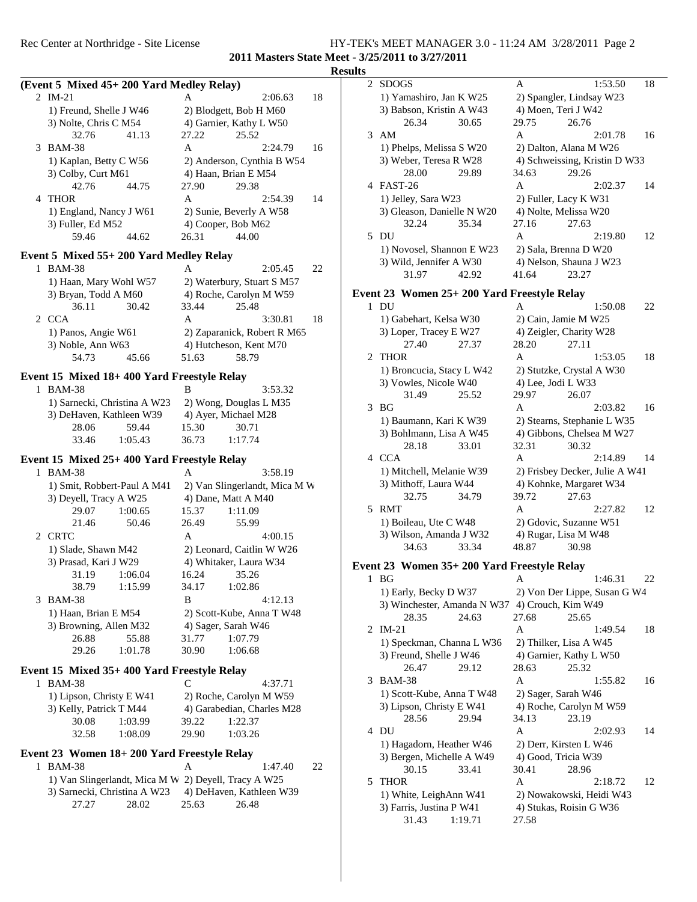## Results

### (Event 5 Mixed 45+ 200 Yard Medley Relay)

2 IM-21 A 2:06.63 18
1) Freund, Shelle J W46 2) Blodgett, Bob H M60
3) Nolte, Chris C M54 4) Garnier, Kathy L W50
32.76 41.13 27.22 25.52

3 BAM-38 A 2:24.79 16
1) Kaplan, Betty C W56 2) Anderson, Cynthia B W54
3) Colby, Curt M61 4) Haan, Brian E M54
42.76 44.75 27.90 29.38

4 THOR A 2:54.39 14
1) England, Nancy J W61 2) Sunie, Beverly A W58
3) Fuller, Ed M52 4) Cooper, Bob M62
59.46 44.62 26.31 44.00

### Event 5 Mixed 55+ 200 Yard Medley Relay

1 BAM-38 A 2:05.45 22
1) Haan, Mary Wohl W57 2) Waterbury, Stuart S M57
3) Bryan, Todd A M60 4) Roche, Carolyn M W59
36.11 30.42 33.44 25.48

2 CCA A 3:30.81 18
1) Panos, Angie W61 2) Zaparanick, Robert R M65
3) Noble, Ann W63 4) Hutcheson, Kent M70
54.73 45.66 51.63 58.79

### Event 15 Mixed 18+ 400 Yard Freestyle Relay

1 BAM-38 B 3:53.32
1) Sarnecki, Christina A W23 2) Wong, Douglas L M35
3) DeHaven, Kathleen W39 4) Ayer, Michael M28
28.06 59.44 15.30 30.71
33.46 1:05.43 36.73 1:17.74

### Event 15 Mixed 25+ 400 Yard Freestyle Relay

1 BAM-38 A 3:58.19
1) Smit, Robbert-Paul A M41 2) Van Slingerlandt, Mica M W
3) Deyell, Tracy A W25 4) Dane, Matt A M40
29.07 1:00.65 15.37 1:11.09
21.46 50.46 26.49 55.99

2 CRTC A 4:00.15
1) Slade, Shawn M42 2) Leonard, Caitlin W W26
3) Prasad, Kari J W29 4) Whitaker, Laura W34
31.19 1:06.04 16.24 35.26
38.79 1:15.99 34.17 1:02.86

3 BAM-38 B 4:12.13
1) Haan, Brian E M54 2) Scott-Kube, Anna T W48
3) Browning, Allen M32 4) Sager, Sarah W46
26.88 55.88 31.77 1:07.79
29.26 1:01.78 30.90 1:06.68

### Event 15 Mixed 35+ 400 Yard Freestyle Relay

1 BAM-38 C 4:37.71
1) Lipson, Christy E W41 2) Roche, Carolyn M W59
3) Kelly, Patrick T M44 4) Garabedian, Charles M28
30.08 1:03.99 39.22 1:22.37
32.58 1:08.09 29.90 1:03.26

### Event 23 Women 18+ 200 Yard Freestyle Relay

1 BAM-38 A 1:47.40 22
1) Van Slingerlandt, Mica M W 2) Deyell, Tracy A W25
3) Sarnecki, Christina A W23 4) DeHaven, Kathleen W39
27.27 28.02 25.63 26.48

2 SDOGS A 1:53.50 18
1) Yamashiro, Jan K W25 2) Spangler, Lindsay W23
3) Babson, Kristin A W43 4) Moen, Teri J W42
26.34 30.65 29.75 26.76

3 AM A 2:01.78 16
1) Phelps, Melissa S W20 2) Dalton, Alana M W26
3) Weber, Teresa R W28 4) Schweissing, Kristin D W33
28.00 29.89 34.63 29.26

4 FAST-26 A 2:02.37 14
1) Jelley, Sara W23 2) Fuller, Lacy K W31
3) Gleason, Danielle N W20 4) Nolte, Melissa W20
32.24 35.34 27.16 27.63

5 DU A 2:19.80 12
1) Novosel, Shannon E W23 2) Sala, Brenna D W20
3) Wild, Jennifer A W30 4) Nelson, Shauna J W23
31.97 42.92 41.64 23.27

### Event 23 Women 25+ 200 Yard Freestyle Relay

1 DU A 1:50.08 22
1) Gabehart, Kelsa W30 2) Cain, Jamie M W25
3) Loper, Tracey E W27 4) Zeigler, Charity W28
27.40 27.37 28.20 27.11

2 THOR A 1:53.05 18
1) Broncucia, Stacy L W42 2) Stutzke, Crystal A W30
3) Vowles, Nicole W40 4) Lee, Jodi L W33
31.49 25.52 29.97 26.07

3 BG A 2:03.82 16
1) Baumann, Kari K W39 2) Stearns, Stephanie L W35
3) Bohlmann, Lisa A W45 4) Gibbons, Chelsea M W27
28.18 33.01 32.31 30.32

4 CCA A 2:14.89 14
1) Mitchell, Melanie W39 2) Frisbey Decker, Julie A W41
3) Mithoff, Laura W44 4) Kohnke, Margaret W34
32.75 34.79 39.72 27.63

5 RMT A 2:27.82 12
1) Boileau, Ute C W48 2) Gdovic, Suzanne W51
3) Wilson, Amanda J W32 4) Rugar, Lisa M W48
34.63 33.34 48.87 30.98

### Event 23 Women 35+ 200 Yard Freestyle Relay

1 BG A 1:46.31 22
1) Early, Becky D W37 2) Von Der Lippe, Susan G W4
3) Winchester, Amanda N W37 4) Crouch, Kim W49
28.35 24.63 27.68 25.65

2 IM-21 A 1:49.54 18
1) Speckman, Channa L W36 2) Thilker, Lisa A W45
3) Freund, Shelle J W46 4) Garnier, Kathy L W50
26.47 29.12 28.63 25.32

3 BAM-38 A 1:55.82 16
1) Scott-Kube, Anna T W48 2) Sager, Sarah W46
3) Lipson, Christy E W41 4) Roche, Carolyn M W59
28.56 29.94 34.13 23.19

4 DU A 2:02.93 14
1) Hagadorn, Heather W46 2) Derr, Kirsten L W46
3) Bergen, Michelle A W49 4) Good, Tricia W39
30.15 33.41 30.41 28.96

5 THOR A 2:18.72 12
1) White, LeighAnn W41 2) Nowakowski, Heidi W43
3) Farris, Justina P W41 4) Stukas, Roisin G W36
31.43 1:19.71 27.58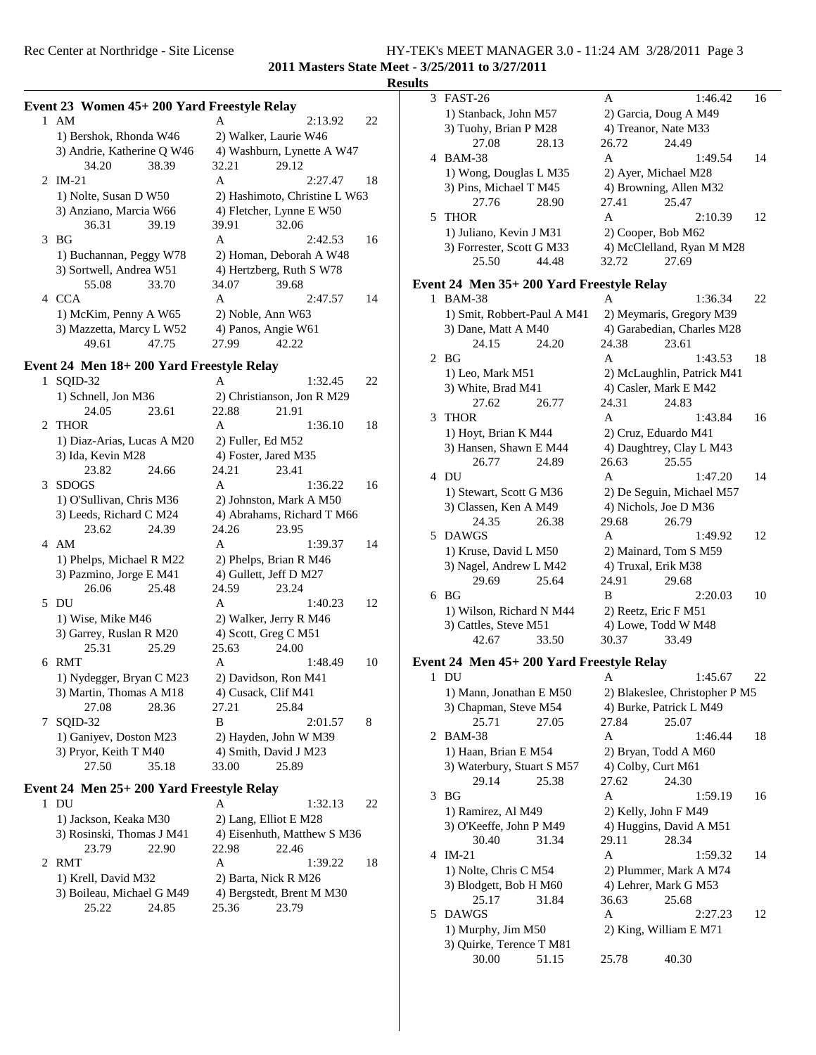## Results

### Event 23 Women 45+ 200 Yard Freestyle Relay

1 AM — A — 2:13.92 — 22
1) Bershok, Rhonda W46 2) Walker, Laurie W46
3) Andrie, Katherine Q W46 4) Washburn, Lynette A W47
34.20 38.39 32.21 29.12

2 IM-21 — A — 2:27.47 — 18
1) Nolte, Susan D W50 2) Hashimoto, Christine L W63
3) Anziano, Marcia W66 4) Fletcher, Lynne E W50
36.31 39.19 39.91 32.06

3 BG — A — 2:42.53 — 16
1) Buchannan, Peggy W78 2) Homan, Deborah A W48
3) Sortwell, Andrea W51 4) Hertzberg, Ruth S W78
55.08 33.70 34.07 39.68

4 CCA — A — 2:47.57 — 14
1) McKim, Penny A W65 2) Noble, Ann W63
3) Mazzetta, Marcy L W52 4) Panos, Angie W61
49.61 47.75 27.99 42.22

### Event 24 Men 18+ 200 Yard Freestyle Relay

1 SQID-32 — A — 1:32.45 — 22
1) Schnell, Jon M36 2) Christianson, Jon R M29
24.05 23.61 22.88 21.91

2 THOR — A — 1:36.10 — 18
1) Diaz-Arias, Lucas A M20 2) Fuller, Ed M52
3) Ida, Kevin M28 4) Foster, Jared M35
23.82 24.66 24.21 23.41

3 SDOGS — A — 1:36.22 — 16
1) O'Sullivan, Chris M36 2) Johnston, Mark A M50
3) Leeds, Richard C M24 4) Abrahams, Richard T M66
23.62 24.39 24.26 23.95

4 AM — A — 1:39.37 — 14
1) Phelps, Michael R M22 2) Phelps, Brian R M46
3) Pazmino, Jorge E M41 4) Gullett, Jeff D M27
26.06 25.48 24.59 23.24

5 DU — A — 1:40.23 — 12
1) Wise, Mike M46 2) Walker, Jerry R M46
3) Garrey, Ruslan R M20 4) Scott, Greg C M51
25.31 25.29 25.63 24.00

6 RMT — A — 1:48.49 — 10
1) Nydegger, Bryan C M23 2) Davidson, Ron M41
3) Martin, Thomas A M18 4) Cusack, Clif M41
27.08 28.36 27.21 25.84

7 SQID-32 — B — 2:01.57 — 8
1) Ganiyev, Doston M23 2) Hayden, John W M39
3) Pryor, Keith T M40 4) Smith, David J M23
27.50 35.18 33.00 25.89

### Event 24 Men 25+ 200 Yard Freestyle Relay

1 DU — A — 1:32.13 — 22
1) Jackson, Keaka M30 2) Lang, Elliot E M28
3) Rosinski, Thomas J M41 4) Eisenhuth, Matthew S M36
23.79 22.90 22.98 22.46

2 RMT — A — 1:39.22 — 18
1) Krell, David M32 2) Barta, Nick R M26
3) Boileau, Michael G M49 4) Bergstedt, Brent M M30
25.22 24.85 25.36 23.79

3 FAST-26 — A — 1:46.42 — 16
1) Stanback, John M57 2) Garcia, Doug A M49
3) Tuohy, Brian P M28 4) Treanor, Nate M33
27.08 28.13 26.72 24.49

4 BAM-38 — A — 1:49.54 — 14
1) Wong, Douglas L M35 2) Ayer, Michael M28
3) Pins, Michael T M45 4) Browning, Allen M32
27.76 28.90 27.41 25.47

5 THOR — A — 2:10.39 — 12
1) Juliano, Kevin J M31 2) Cooper, Bob M62
3) Forrester, Scott G M33 4) McClelland, Ryan M M28
25.50 44.48 32.72 27.69

### Event 24 Men 35+ 200 Yard Freestyle Relay

1 BAM-38 — A — 1:36.34 — 22
1) Smit, Robbert-Paul A M41 2) Meymaris, Gregory M39
3) Dane, Matt A M40 4) Garabedian, Charles M28
24.15 24.20 24.38 23.61

2 BG — A — 1:43.53 — 18
1) Leo, Mark M51 2) McLaughlin, Patrick M41
3) White, Brad M41 4) Casler, Mark E M42
27.62 26.77 24.31 24.83

3 THOR — A — 1:43.84 — 16
1) Hoyt, Brian K M44 2) Cruz, Eduardo M41
3) Hansen, Shawn E M44 4) Daughtrey, Clay L M43
26.77 24.89 26.63 25.55

4 DU — A — 1:47.20 — 14
1) Stewart, Scott G M36 2) De Seguin, Michael M57
3) Classen, Ken A M49 4) Nichols, Joe D M36
24.35 26.38 29.68 26.79

5 DAWGS — A — 1:49.92 — 12
1) Kruse, David L M50 2) Mainard, Tom S M59
3) Nagel, Andrew L M42 4) Truxal, Erik M38
29.69 25.64 24.91 29.68

6 BG — B — 2:20.03 — 10
1) Wilson, Richard N M44 2) Reetz, Eric F M51
3) Cattles, Steve M51 4) Lowe, Todd W M48
42.67 33.50 30.37 33.49

### Event 24 Men 45+ 200 Yard Freestyle Relay

1 DU — A — 1:45.67 — 22
1) Mann, Jonathan E M50 2) Blakeslee, Christopher P M5
3) Chapman, Steve M54 4) Burke, Patrick L M49
25.71 27.05 27.84 25.07

2 BAM-38 — A — 1:46.44 — 18
1) Haan, Brian E M54 2) Bryan, Todd A M60
3) Waterbury, Stuart S M57 4) Colby, Curt M61
29.14 25.38 27.62 24.30

3 BG — A — 1:59.19 — 16
1) Ramirez, Al M49 2) Kelly, John F M49
3) O'Keeffe, John P M49 4) Huggins, David A M51
30.40 31.34 29.11 28.34

4 IM-21 — A — 1:59.32 — 14
1) Nolte, Chris C M54 2) Plummer, Mark A M74
3) Blodgett, Bob H M60 4) Lehrer, Mark G M53
25.17 31.84 36.63 25.68

5 DAWGS — A — 2:27.23 — 12
1) Murphy, Jim M50 2) King, William E M71
3) Quirke, Terence T M81
30.00 51.15 25.78 40.30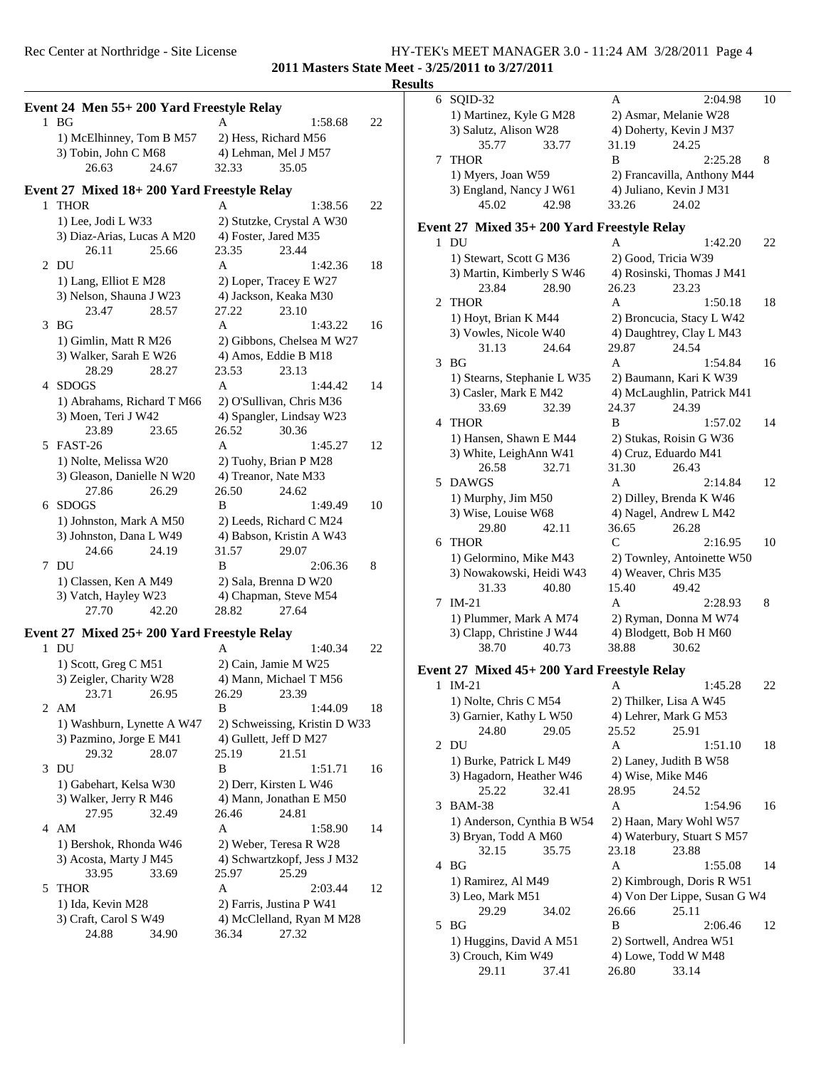**2011 Masters State Meet - 3/25/2011 to 3/27/2011**

**Results**

### Event 24 Men 55+ 200 Yard Freestyle Relay

```
  1 BG                              A              1:58.68    22
     1) McElhinney, Tom B M57        2) Hess, Richard M56
     3) Tobin, John C M68            4) Lehman, Mel J M57
        26.63      24.67          32.33      35.05
```

### Event 27 Mixed 18+ 200 Yard Freestyle Relay

```
  1 THOR                            A              1:38.56    22
     1) Lee, Jodi L W33              2) Stutzke, Crystal A W30
     3) Diaz-Arias, Lucas A M20      4) Foster, Jared M35
        26.11      25.66          23.35      23.44
  2 DU                              A              1:42.36    18
     1) Lang, Elliot E M28           2) Loper, Tracey E W27
     3) Nelson, Shauna J W23         4) Jackson, Keaka M30
        23.47      28.57          27.22      23.10
  3 BG                              A              1:43.22    16
     1) Gimlin, Matt R M26           2) Gibbons, Chelsea M W27
     3) Walker, Sarah E W26          4) Amos, Eddie B M18
        28.29      28.27          23.53      23.13
  4 SDOGS                           A              1:44.42    14
     1) Abrahams, Richard T M66      2) O'Sullivan, Chris M36
     3) Moen, Teri J W42             4) Spangler, Lindsay W23
        23.89      23.65          26.52      30.36
  5 FAST-26                         A              1:45.27    12
     1) Nolte, Melissa W20           2) Tuohy, Brian P M28
     3) Gleason, Danielle N W20      4) Treanor, Nate M33
        27.86      26.29          26.50      24.62
  6 SDOGS                           B              1:49.49    10
     1) Johnston, Mark A M50         2) Leeds, Richard C M24
     3) Johnston, Dana L W49         4) Babson, Kristin A W43
        24.66      24.19          31.57      29.07
  7 DU                              B              2:06.36     8
     1) Classen, Ken A M49           2) Sala, Brenna D W20
     3) Vatch, Hayley W23            4) Chapman, Steve M54
        27.70      42.20          28.82      27.64
```

### Event 27 Mixed 25+ 200 Yard Freestyle Relay

```
  1 DU                              A              1:40.34    22
     1) Scott, Greg C M51            2) Cain, Jamie M W25
     3) Zeigler, Charity W28         4) Mann, Michael T M56
        23.71      26.95          26.29      23.39
  2 AM                              B              1:44.09    18
     1) Washburn, Lynette A W47      2) Schweissing, Kristin D W33
     3) Pazmino, Jorge E M41         4) Gullett, Jeff D M27
        29.32      28.07          25.19      21.51
  3 DU                              B              1:51.71    16
     1) Gabehart, Kelsa W30          2) Derr, Kirsten L W46
     3) Walker, Jerry R M46          4) Mann, Jonathan E M50
        27.95      32.49          26.46      24.81
  4 AM                              A              1:58.90    14
     1) Bershok, Rhonda W46          2) Weber, Teresa R W28
     3) Acosta, Marty J M45          4) Schwartzkopf, Jess J M32
        33.95      33.69          25.97      25.29
  5 THOR                            A              2:03.44    12
     1) Ida, Kevin M28               2) Farris, Justina P W41
     3) Craft, Carol S W49           4) McClelland, Ryan M M28
        24.88      34.90          36.34      27.32
  6 SQID-32                         A              2:04.98    10
     1) Martinez, Kyle G M28         2) Asmar, Melanie W28
     3) Salutz, Alison W28           4) Doherty, Kevin J M37
        35.77      33.77          31.19      24.25
  7 THOR                            B              2:25.28     8
     1) Myers, Joan W59              2) Francavilla, Anthony M44
     3) England, Nancy J W61         4) Juliano, Kevin J M31
        45.02      42.98          33.26      24.02
```

### Event 27 Mixed 35+ 200 Yard Freestyle Relay

```
  1 DU                              A              1:42.20    22
     1) Stewart, Scott G M36         2) Good, Tricia W39
     3) Martin, Kimberly S W46       4) Rosinski, Thomas J M41
        23.84      28.90          26.23      23.23
  2 THOR                            A              1:50.18    18
     1) Hoyt, Brian K M44            2) Broncucia, Stacy L W42
     3) Vowles, Nicole W40           4) Daughtrey, Clay L M43
        31.13      24.64          29.87      24.54
  3 BG                              A              1:54.84    16
     1) Stearns, Stephanie L W35     2) Baumann, Kari K W39
     3) Casler, Mark E M42           4) McLaughlin, Patrick M41
        33.69      32.39          24.37      24.39
  4 THOR                            B              1:57.02    14
     1) Hansen, Shawn E M44          2) Stukas, Roisin G W36
     3) White, LeighAnn W41          4) Cruz, Eduardo M41
        26.58      32.71          31.30      26.43
  5 DAWGS                           A              2:14.84    12
     1) Murphy, Jim M50              2) Dilley, Brenda K W46
     3) Wise, Louise W68             4) Nagel, Andrew L M42
        29.80      42.11          36.65      26.28
  6 THOR                            C              2:16.95    10
     1) Gelormino, Mike M43          2) Townley, Antoinette W50
     3) Nowakowski, Heidi W43        4) Weaver, Chris M35
        31.33      40.80          15.40      49.42
  7 IM-21                           A              2:28.93     8
     1) Plummer, Mark A M74          2) Ryman, Donna M W74
     3) Clapp, Christine J W44       4) Blodgett, Bob H M60
        38.70      40.73          38.88      30.62
```

### Event 27 Mixed 45+ 200 Yard Freestyle Relay

```
  1 IM-21                           A              1:45.28    22
     1) Nolte, Chris C M54           2) Thilker, Lisa A W45
     3) Garnier, Kathy L W50         4) Lehrer, Mark G M53
        24.80      29.05          25.52      25.91
  2 DU                              A              1:51.10    18
     1) Burke, Patrick L M49         2) Laney, Judith B W58
     3) Hagadorn, Heather W46        4) Wise, Mike M46
        25.22      32.41          28.95      24.52
  3 BAM-38                          A              1:54.96    16
     1) Anderson, Cynthia B W54      2) Haan, Mary Wohl W57
     3) Bryan, Todd A M60            4) Waterbury, Stuart S M57
        32.15      35.75          23.18      23.88
  4 BG                              A              1:55.08    14
     1) Ramirez, Al M49              2) Kimbrough, Doris R W51
     3) Leo, Mark M51                4) Von Der Lippe, Susan G W4
        29.29      34.02          26.66      25.11
  5 BG                              B              2:06.46    12
     1) Huggins, David A M51         2) Sortwell, Andrea W51
     3) Crouch, Kim W49              4) Lowe, Todd W M48
        29.11      37.41          26.80      33.14
```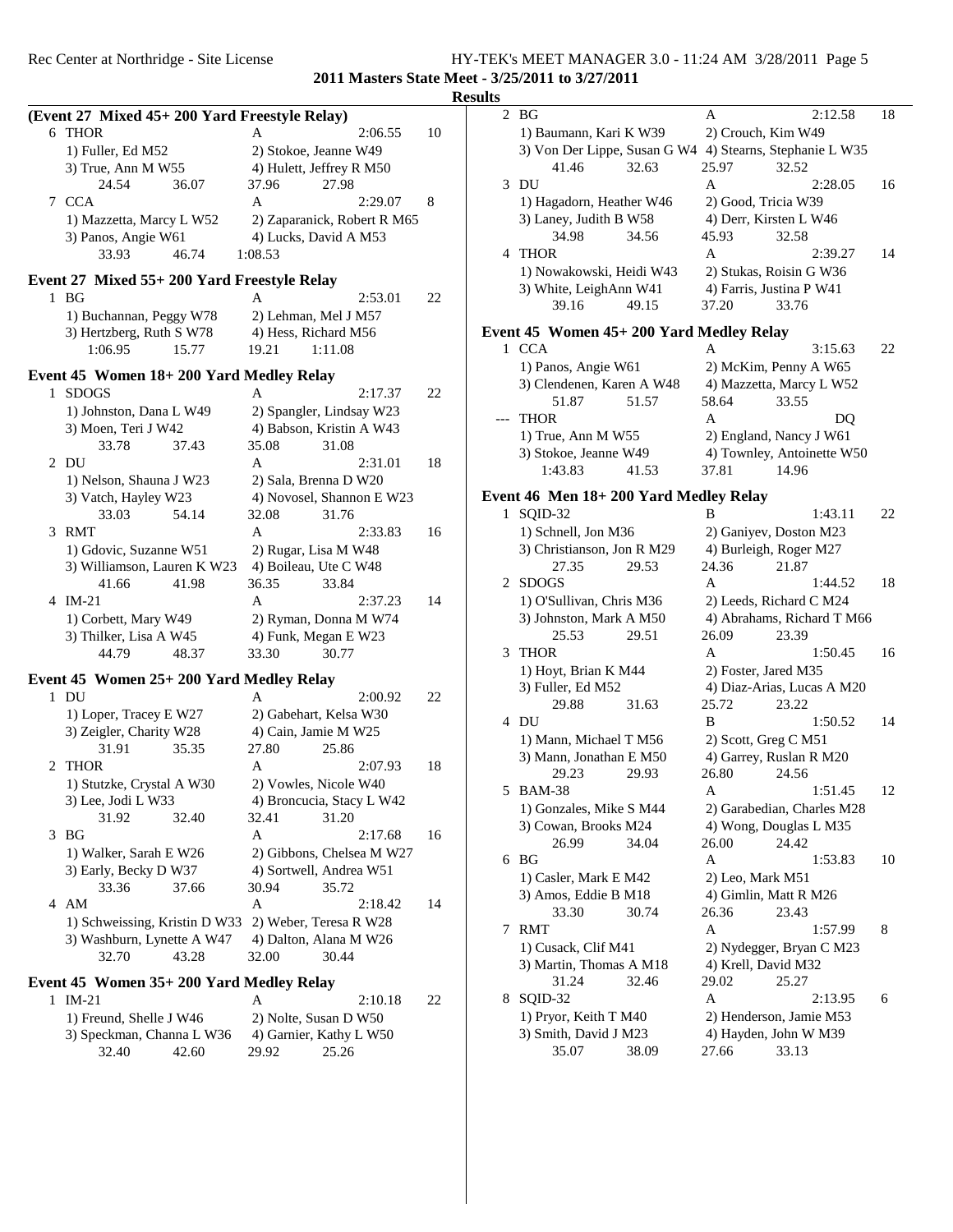**2011 Masters State Meet - 3/25/2011 to 3/27/2011**

**Results**

### (Event 27 Mixed 45+ 200 Yard Freestyle Relay)

6 THOR — A — 2:06.55 — 10
- 1) Fuller, Ed M52 — 2) Stokoe, Jeanne W49
- 3) True, Ann M W55 — 4) Hulett, Jeffrey R M50
- 24.54 — 36.07 — 37.96 — 27.98

7 CCA — A — 2:29.07 — 8
- 1) Mazzetta, Marcy L W52 — 2) Zaparanick, Robert R M65
- 3) Panos, Angie W61 — 4) Lucks, David A M53
- 33.93 — 46.74 — 1:08.53

### Event 27 Mixed 55+ 200 Yard Freestyle Relay

1 BG — A — 2:53.01 — 22
- 1) Buchannan, Peggy W78 — 2) Lehman, Mel J M57
- 3) Hertzberg, Ruth S W78 — 4) Hess, Richard M56
- 1:06.95 — 15.77 — 19.21 — 1:11.08

### Event 45 Women 18+ 200 Yard Medley Relay

1 SDOGS — A — 2:17.37 — 22
- 1) Johnston, Dana L W49 — 2) Spangler, Lindsay W23
- 3) Moen, Teri J W42 — 4) Babson, Kristin A W43
- 33.78 — 37.43 — 35.08 — 31.08

2 DU — A — 2:31.01 — 18
- 1) Nelson, Shauna J W23 — 2) Sala, Brenna D W20
- 3) Vatch, Hayley W23 — 4) Novosel, Shannon E W23
- 33.03 — 54.14 — 32.08 — 31.76

3 RMT — A — 2:33.83 — 16
- 1) Gdovic, Suzanne W51 — 2) Rugar, Lisa M W48
- 3) Williamson, Lauren K W23 — 4) Boileau, Ute C W48
- 41.66 — 41.98 — 36.35 — 33.84

4 IM-21 — A — 2:37.23 — 14
- 1) Corbett, Mary W49 — 2) Ryman, Donna M W74
- 3) Thilker, Lisa A W45 — 4) Funk, Megan E W23
- 44.79 — 48.37 — 33.30 — 30.77

### Event 45 Women 25+ 200 Yard Medley Relay

1 DU — A — 2:00.92 — 22
- 1) Loper, Tracey E W27 — 2) Gabehart, Kelsa W30
- 3) Zeigler, Charity W28 — 4) Cain, Jamie M W25
- 31.91 — 35.35 — 27.80 — 25.86

2 THOR — A — 2:07.93 — 18
- 1) Stutzke, Crystal A W30 — 2) Vowles, Nicole W40
- 3) Lee, Jodi L W33 — 4) Broncucia, Stacy L W42
- 31.92 — 32.40 — 32.41 — 31.20

3 BG — A — 2:17.68 — 16
- 1) Walker, Sarah E W26 — 2) Gibbons, Chelsea M W27
- 3) Early, Becky D W37 — 4) Sortwell, Andrea W51
- 33.36 — 37.66 — 30.94 — 35.72

4 AM — A — 2:18.42 — 14
- 1) Schweissing, Kristin D W33 — 2) Weber, Teresa R W28
- 3) Washburn, Lynette A W47 — 4) Dalton, Alana M W26
- 32.70 — 43.28 — 32.00 — 30.44

### Event 45 Women 35+ 200 Yard Medley Relay

1 IM-21 — A — 2:10.18 — 22
- 1) Freund, Shelle J W46 — 2) Nolte, Susan D W50
- 3) Speckman, Channa L W36 — 4) Garnier, Kathy L W50
- 32.40 — 42.60 — 29.92 — 25.26

2 BG — A — 2:12.58 — 18
- 1) Baumann, Kari K W39 — 2) Crouch, Kim W49
- 3) Von Der Lippe, Susan G W4 — 4) Stearns, Stephanie L W35
- 41.46 — 32.63 — 25.97 — 32.52

3 DU — A — 2:28.05 — 16
- 1) Hagadorn, Heather W46 — 2) Good, Tricia W39
- 3) Laney, Judith B W58 — 4) Derr, Kirsten L W46
- 34.98 — 34.56 — 45.93 — 32.58

4 THOR — A — 2:39.27 — 14
- 1) Nowakowski, Heidi W43 — 2) Stukas, Roisin G W36
- 3) White, LeighAnn W41 — 4) Farris, Justina P W41
- 39.16 — 49.15 — 37.20 — 33.76

### Event 45 Women 45+ 200 Yard Medley Relay

1 CCA — A — 3:15.63 — 22
- 1) Panos, Angie W61 — 2) McKim, Penny A W65
- 3) Clendenen, Karen A W48 — 4) Mazzetta, Marcy L W52
- 51.87 — 51.57 — 58.64 — 33.55

--- THOR — A — DQ
- 1) True, Ann M W55 — 2) England, Nancy J W61
- 3) Stokoe, Jeanne W49 — 4) Townley, Antoinette W50
- 1:43.83 — 41.53 — 37.81 — 14.96

### Event 46 Men 18+ 200 Yard Medley Relay

1 SQID-32 — B — 1:43.11 — 22
- 1) Schnell, Jon M36 — 2) Ganiyev, Doston M23
- 3) Christianson, Jon R M29 — 4) Burleigh, Roger M27
- 27.35 — 29.53 — 24.36 — 21.87

2 SDOGS — A — 1:44.52 — 18
- 1) O'Sullivan, Chris M36 — 2) Leeds, Richard C M24
- 3) Johnston, Mark A M50 — 4) Abrahams, Richard T M66
- 25.53 — 29.51 — 26.09 — 23.39

3 THOR — A — 1:50.45 — 16
- 1) Hoyt, Brian K M44 — 2) Foster, Jared M35
- 3) Fuller, Ed M52 — 4) Diaz-Arias, Lucas A M20
- 29.88 — 31.63 — 25.72 — 23.22

4 DU — B — 1:50.52 — 14
- 1) Mann, Michael T M56 — 2) Scott, Greg C M51
- 3) Mann, Jonathan E M50 — 4) Garrey, Ruslan R M20
- 29.23 — 29.93 — 26.80 — 24.56

5 BAM-38 — A — 1:51.45 — 12
- 1) Gonzales, Mike S M44 — 2) Garabedian, Charles M28
- 3) Cowan, Brooks M24 — 4) Wong, Douglas L M35
- 26.99 — 34.04 — 26.00 — 24.42

6 BG — A — 1:53.83 — 10
- 1) Casler, Mark E M42 — 2) Leo, Mark M51
- 3) Amos, Eddie B M18 — 4) Gimlin, Matt R M26
- 33.30 — 30.74 — 26.36 — 23.43

7 RMT — A — 1:57.99 — 8
- 1) Cusack, Clif M41 — 2) Nydegger, Bryan C M23
- 3) Martin, Thomas A M18 — 4) Krell, David M32
- 31.24 — 32.46 — 29.02 — 25.27

8 SQID-32 — A — 2:13.95 — 6
- 1) Pryor, Keith T M40 — 2) Henderson, Jamie M53
- 3) Smith, David J M23 — 4) Hayden, John W M39
- 35.07 — 38.09 — 27.66 — 33.13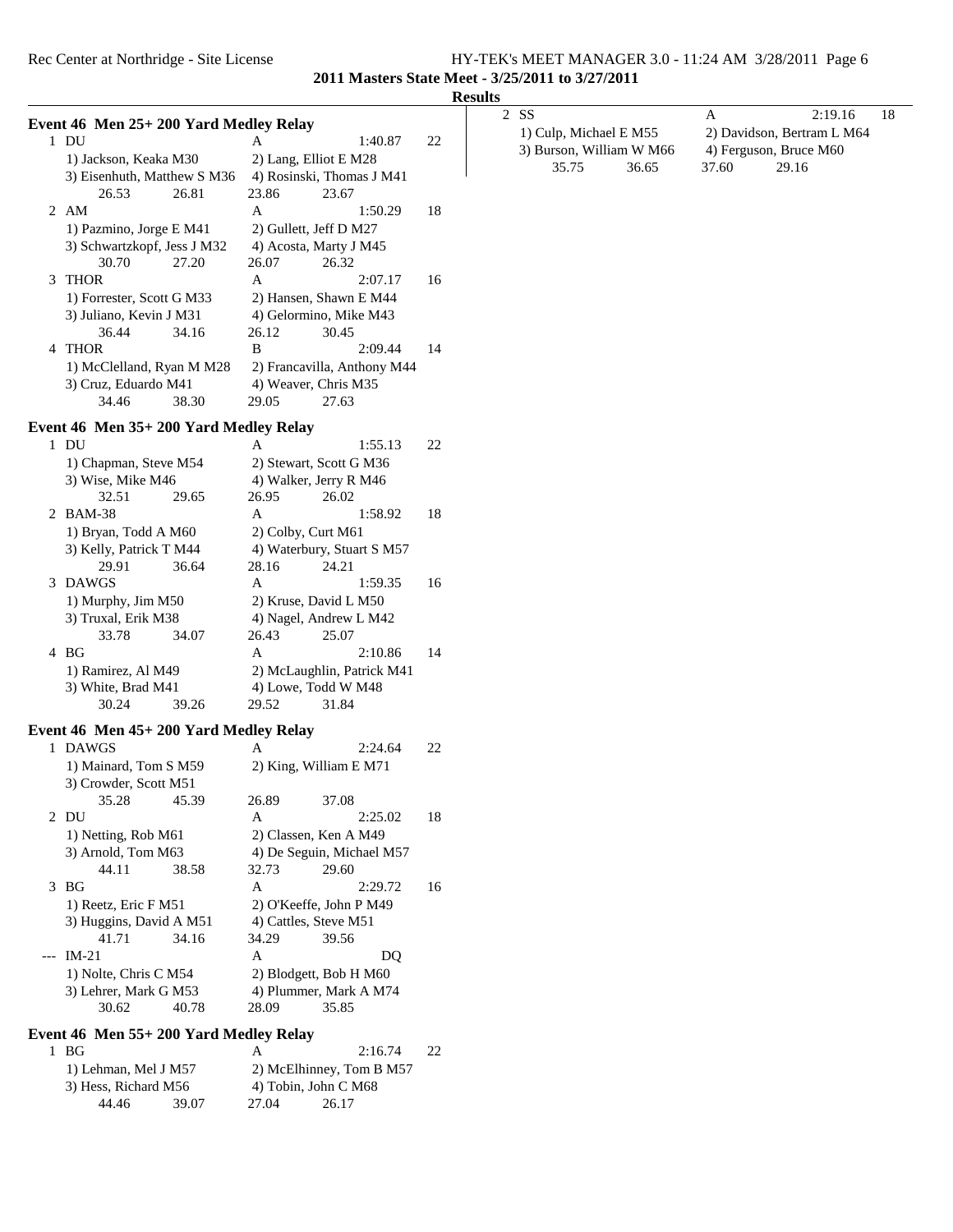**2011 Masters State Meet - 3/25/2011 to 3/27/2011**

**Results**

### Event 46 Men 25+ 200 Yard Medley Relay

1 DU A 1:40.87 22
1) Jackson, Keaka M30 2) Lang, Elliot E M28
3) Eisenhuth, Matthew S M36 4) Rosinski, Thomas J M41
26.53 26.81 23.86 23.67

2 AM A 1:50.29 18
1) Pazmino, Jorge E M41 2) Gullett, Jeff D M27
3) Schwartzkopf, Jess J M32 4) Acosta, Marty J M45
30.70 27.20 26.07 26.32

3 THOR A 2:07.17 16
1) Forrester, Scott G M33 2) Hansen, Shawn E M44
3) Juliano, Kevin J M31 4) Gelormino, Mike M43
36.44 34.16 26.12 30.45

4 THOR B 2:09.44 14
1) McClelland, Ryan M M28 2) Francavilla, Anthony M44
3) Cruz, Eduardo M41 4) Weaver, Chris M35
34.46 38.30 29.05 27.63

### Event 46 Men 35+ 200 Yard Medley Relay

1 DU A 1:55.13 22
1) Chapman, Steve M54 2) Stewart, Scott G M36
3) Wise, Mike M46 4) Walker, Jerry R M46
32.51 29.65 26.95 26.02

2 BAM-38 A 1:58.92 18
1) Bryan, Todd A M60 2) Colby, Curt M61
3) Kelly, Patrick T M44 4) Waterbury, Stuart S M57
29.91 36.64 28.16 24.21

3 DAWGS A 1:59.35 16
1) Murphy, Jim M50 2) Kruse, David L M50
3) Truxal, Erik M38 4) Nagel, Andrew L M42
33.78 34.07 26.43 25.07

4 BG A 2:10.86 14
1) Ramirez, Al M49 2) McLaughlin, Patrick M41
3) White, Brad M41 4) Lowe, Todd W M48
30.24 39.26 29.52 31.84

### Event 46 Men 45+ 200 Yard Medley Relay

1 DAWGS A 2:24.64 22
1) Mainard, Tom S M59 2) King, William E M71
3) Crowder, Scott M51
35.28 45.39 26.89 37.08

2 DU A 2:25.02 18
1) Netting, Rob M61 2) Classen, Ken A M49
3) Arnold, Tom M63 4) De Seguin, Michael M57
44.11 38.58 32.73 29.60

3 BG A 2:29.72 16
1) Reetz, Eric F M51 2) O'Keeffe, John P M49
3) Huggins, David A M51 4) Cattles, Steve M51
41.71 34.16 34.29 39.56

--- IM-21 A DQ
1) Nolte, Chris C M54 2) Blodgett, Bob H M60
3) Lehrer, Mark G M53 4) Plummer, Mark A M74
30.62 40.78 28.09 35.85

### Event 46 Men 55+ 200 Yard Medley Relay

1 BG A 2:16.74 22
1) Lehman, Mel J M57 2) McElhinney, Tom B M57
3) Hess, Richard M56 4) Tobin, John C M68
44.46 39.07 27.04 26.17

2 SS A 2:19.16 18
1) Culp, Michael E M55 2) Davidson, Bertram L M64
3) Burson, William W M66 4) Ferguson, Bruce M60
35.75 36.65 37.60 29.16